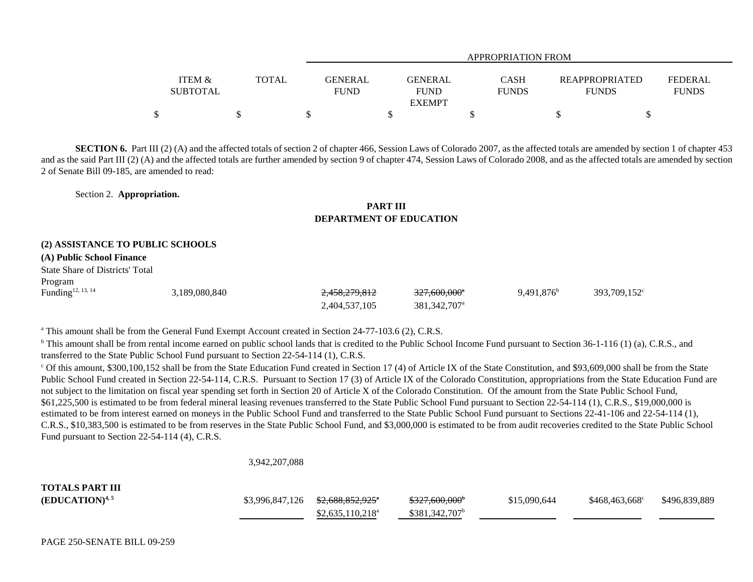| | ITEM & SUBTOTAL | TOTAL | APPROPRIATION FROM GENERAL FUND | GENERAL FUND EXEMPT | CASH FUNDS | REAPPROPRIATED FUNDS | FEDERAL FUNDS |
|---|---|---|---|---|---|---|---|
| | $ | $ | $ | $ | $ | $ | $ |

**SECTION 6.** Part III (2) (A) and the affected totals of section 2 of chapter 466, Session Laws of Colorado 2007, as the affected totals are amended by section 1 of chapter 453 and as the said Part III (2) (A) and the affected totals are further amended by section 9 of chapter 474, Session Laws of Colorado 2008, and as the affected totals are amended by section 2 of Senate Bill 09-185, are amended to read:

Section 2. **Appropriation.**

## PART III
## DEPARTMENT OF EDUCATION

**(2) ASSISTANCE TO PUBLIC SCHOOLS**

**(A) Public School Finance**

| | ITEM & SUBTOTAL | TOTAL | GENERAL FUND | GENERAL FUND EXEMPT | CASH FUNDS | REAPPROPRIATED FUNDS | FEDERAL FUNDS |
|---|---|---|---|---|---|---|---|
| State Share of Districts' Total Program Funding[12, 13, 14] | 3,189,080,840 | | ~~2,458,279,812~~ 2,404,537,105 | ~~327,600,000[a]~~ 381,342,707[a] | 9,491,876[b] | 393,709,152[c] | |

[a] This amount shall be from the General Fund Exempt Account created in Section 24-77-103.6 (2), C.R.S.

[b] This amount shall be from rental income earned on public school lands that is credited to the Public School Income Fund pursuant to Section 36-1-116 (1) (a), C.R.S., and transferred to the State Public School Fund pursuant to Section 22-54-114 (1), C.R.S.

[c] Of this amount, $300,100,152 shall be from the State Education Fund created in Section 17 (4) of Article IX of the State Constitution, and $93,609,000 shall be from the State Public School Fund created in Section 22-54-114, C.R.S. Pursuant to Section 17 (3) of Article IX of the Colorado Constitution, appropriations from the State Education Fund are not subject to the limitation on fiscal year spending set forth in Section 20 of Article X of the Colorado Constitution. Of the amount from the State Public School Fund, $61,225,500 is estimated to be from federal mineral leasing revenues transferred to the State Public School Fund pursuant to Section 22-54-114 (1), C.R.S., $19,000,000 is estimated to be from interest earned on moneys in the Public School Fund and transferred to the State Public School Fund pursuant to Sections 22-41-106 and 22-54-114 (1), C.R.S., $10,383,500 is estimated to be from reserves in the State Public School Fund, and $3,000,000 is estimated to be from audit recoveries credited to the State Public School Fund pursuant to Section 22-54-114 (4), C.R.S.

| | ITEM & SUBTOTAL | TOTAL | GENERAL FUND | GENERAL FUND EXEMPT | CASH FUNDS | REAPPROPRIATED FUNDS | FEDERAL FUNDS |
|---|---|---|---|---|---|---|---|
| | 3,942,207,088 | | | | | | |
| **TOTALS PART III (EDUCATION)**[4, 5] | | $3,996,847,126 | ~~$2,688,852,925[a]~~ $2,635,110,218[a] | ~~$327,600,000[b]~~ $381,342,707[b] | $15,090,644 | $468,463,668[c] | $496,839,889 |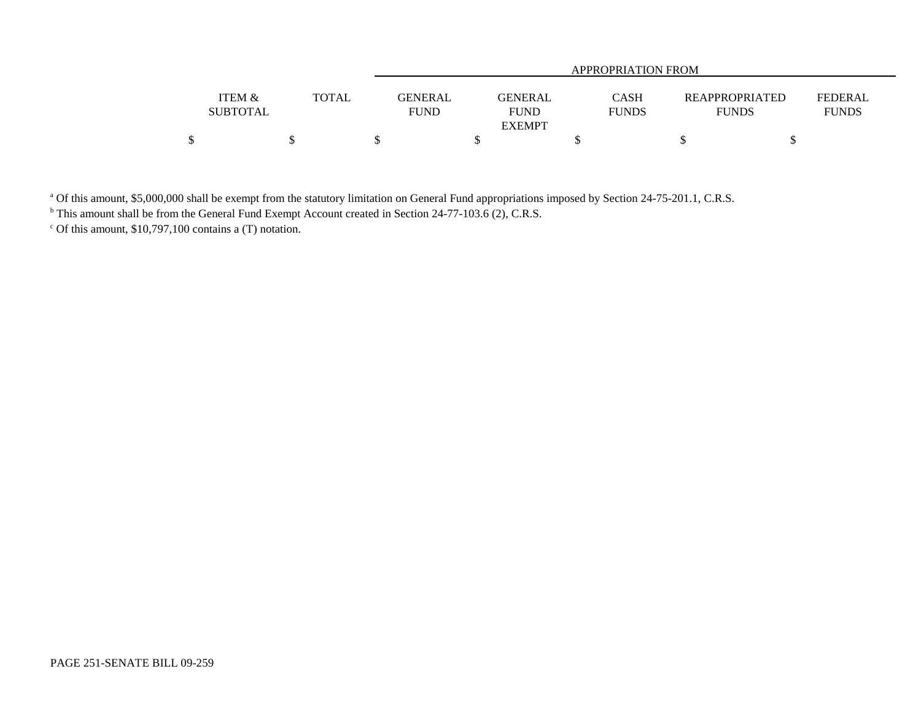| | | APPROPRIATION FROM | | | | |
|---|---|---|---|---|---|---|
| ITEM & SUBTOTAL | TOTAL | GENERAL FUND | GENERAL FUND EXEMPT | CASH FUNDS | REAPPROPRIATED FUNDS | FEDERAL FUNDS |
| $ | $ | $ | $ | $ | $ | $ |

[a] Of this amount, $5,000,000 shall be exempt from the statutory limitation on General Fund appropriations imposed by Section 24-75-201.1, C.R.S.
[b] This amount shall be from the General Fund Exempt Account created in Section 24-77-103.6 (2), C.R.S.
[c] Of this amount, $10,797,100 contains a (T) notation.

PAGE 251-SENATE BILL 09-259